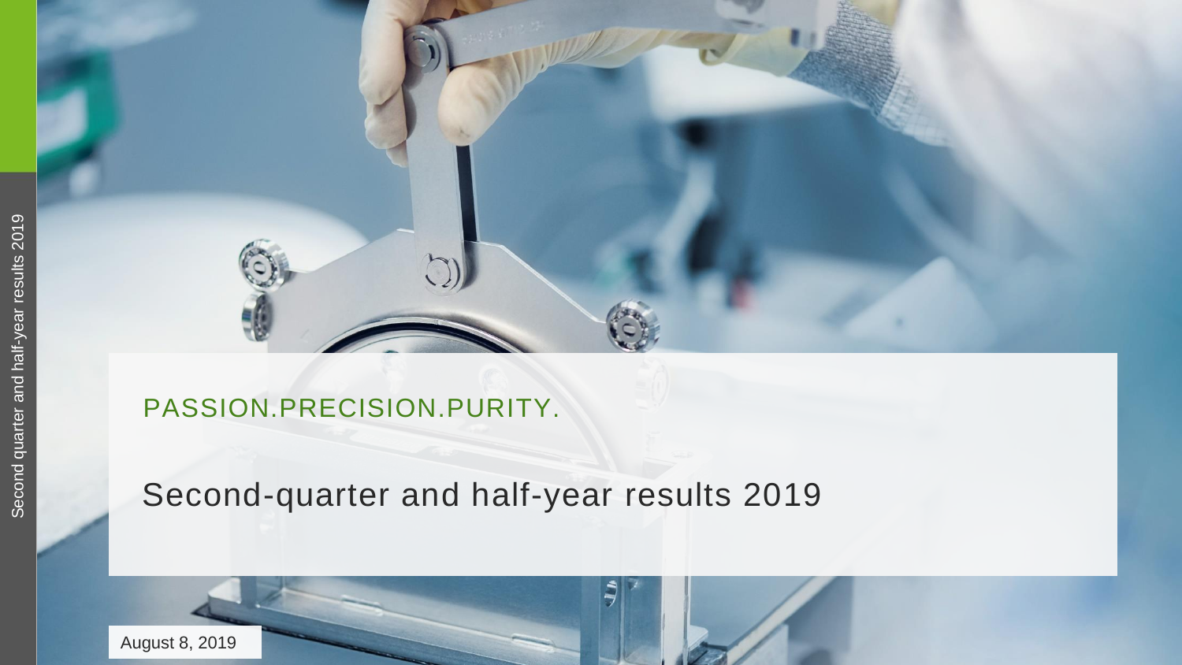PASSION.PRECISION.PURITY.

# Second-quarter and half-year results 2019

August 8, 2019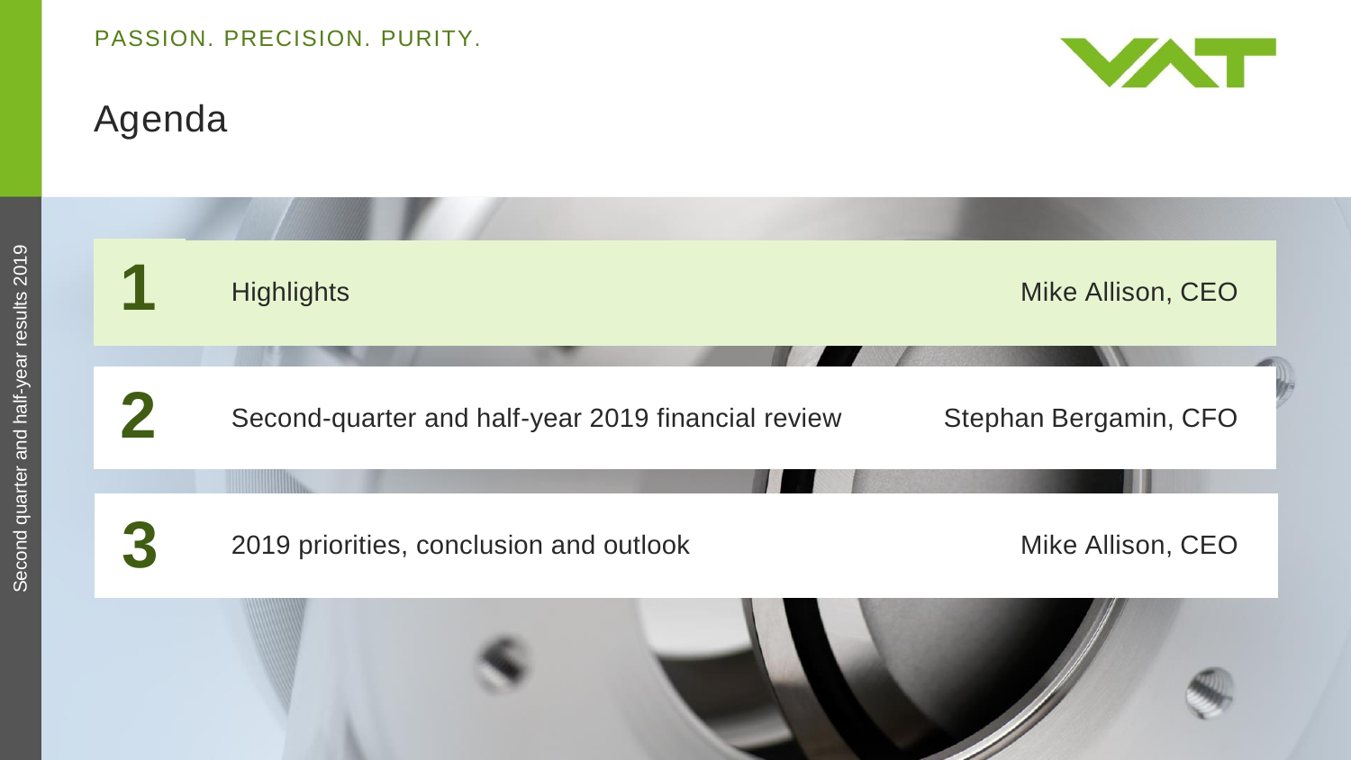PASSION. PRECISION. PURITY.

# Agenda

| | | |
|---|---|---|
| **1** | Highlights | Mike Allison, CEO |
| **2** | Second-quarter and half-year 2019 financial review | Stephan Bergamin, CFO |
| **3** | 2019 priorities, conclusion and outlook | Mike Allison, CEO |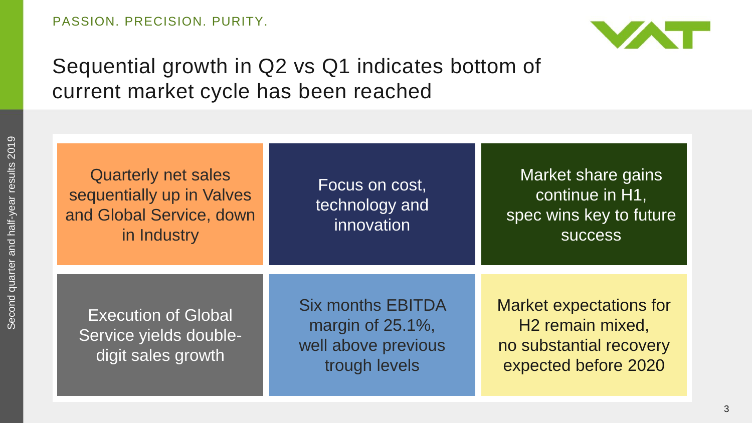# Sequential growth in Q2 vs Q1 indicates bottom of current market cycle has been reached

- Quarterly net sales sequentially up in Valves and Global Service, down in Industry
- Focus on cost, technology and innovation
- Market share gains continue in H1, spec wins key to future success
- Execution of Global Service yields double-digit sales growth
- Six months EBITDA margin of 25.1%, well above previous trough levels
- Market expectations for H2 remain mixed, no substantial recovery expected before 2020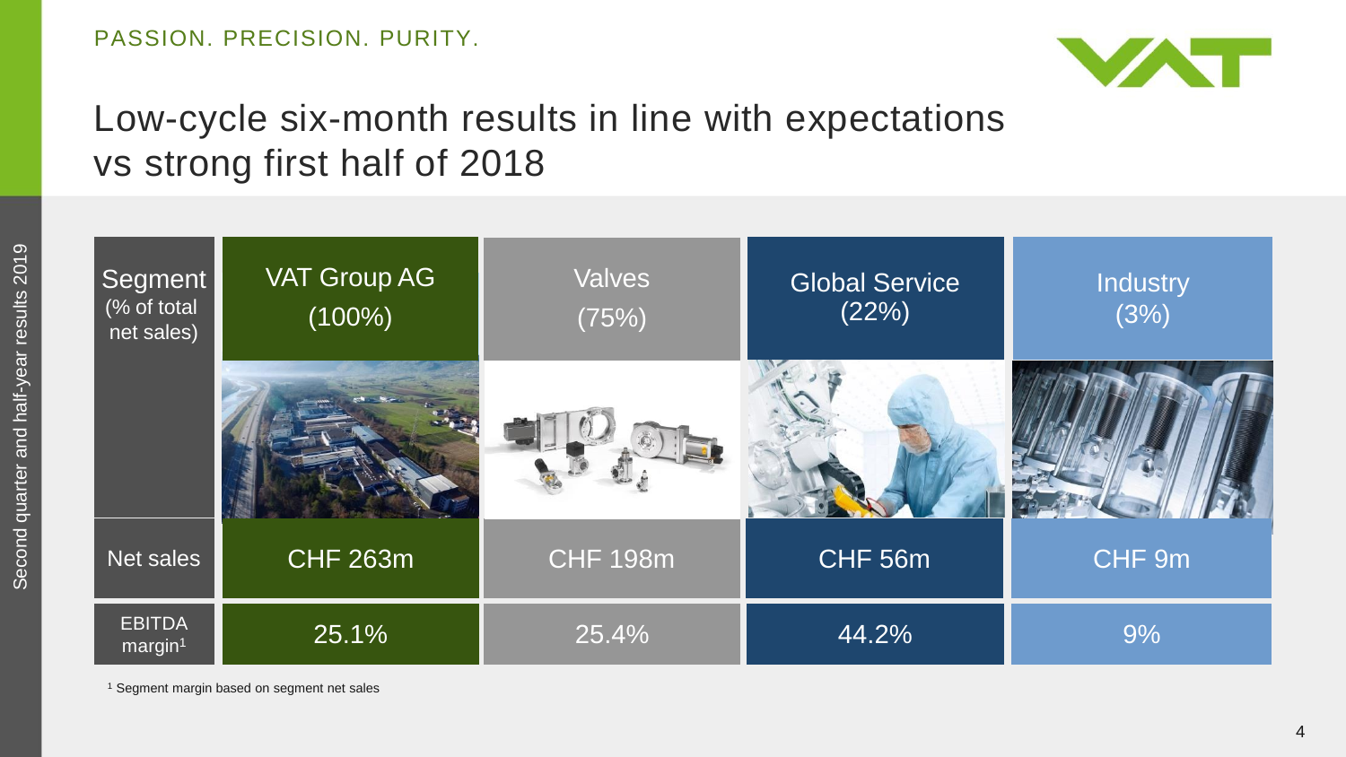# Low-cycle six-month results in line with expectations vs strong first half of 2018

| Segment (% of total net sales) | VAT Group AG (100%) | Valves (75%) | Global Service (22%) | Industry (3%) |
|---|---|---|---|---|
| Net sales | CHF 263m | CHF 198m | CHF 56m | CHF 9m |
| EBITDA margin[1] | 25.1% | 25.4% | 44.2% | 9% |

[1] Segment margin based on segment net sales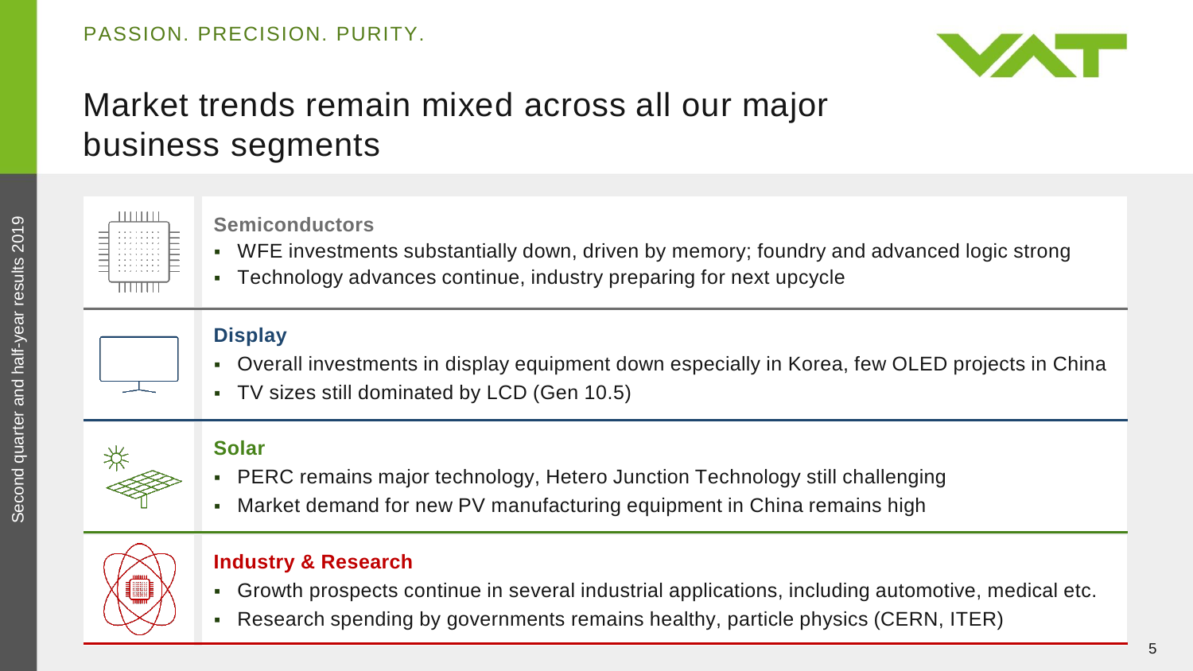# Market trends remain mixed across all our major business segments

### Semiconductors

- WFE investments substantially down, driven by memory; foundry and advanced logic strong
- Technology advances continue, industry preparing for next upcycle

### Display

- Overall investments in display equipment down especially in Korea, few OLED projects in China
- TV sizes still dominated by LCD (Gen 10.5)

### Solar

- PERC remains major technology, Hetero Junction Technology still challenging
- Market demand for new PV manufacturing equipment in China remains high

### Industry & Research

- Growth prospects continue in several industrial applications, including automotive, medical etc.
- Research spending by governments remains healthy, particle physics (CERN, ITER)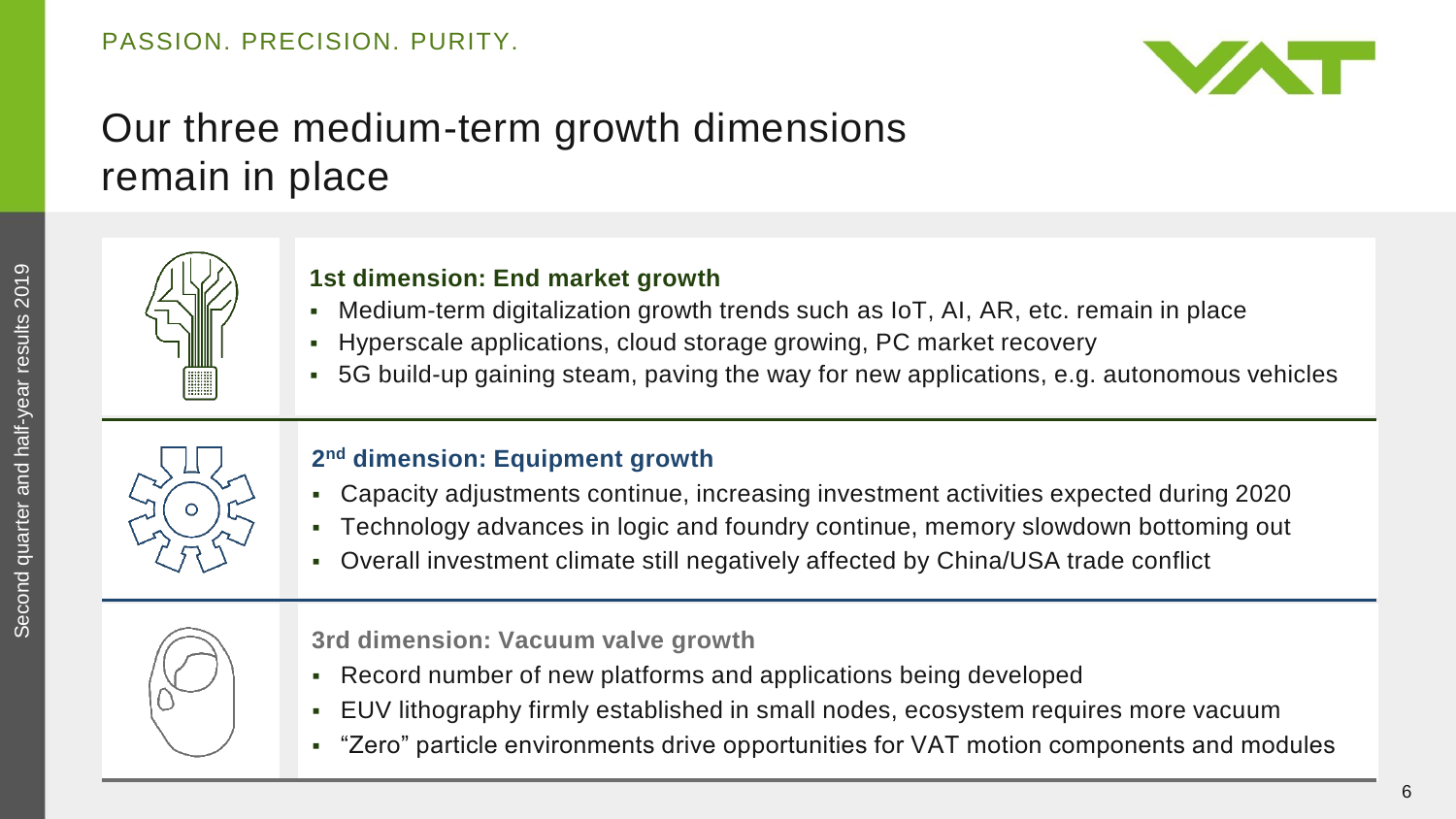PASSION. PRECISION. PURITY.

# Our three medium-term growth dimensions remain in place

### 1st dimension: End market growth

- Medium-term digitalization growth trends such as IoT, AI, AR, etc. remain in place
- Hyperscale applications, cloud storage growing, PC market recovery
- 5G build-up gaining steam, paving the way for new applications, e.g. autonomous vehicles

### 2nd dimension: Equipment growth

- Capacity adjustments continue, increasing investment activities expected during 2020
- Technology advances in logic and foundry continue, memory slowdown bottoming out
- Overall investment climate still negatively affected by China/USA trade conflict

### 3rd dimension: Vacuum valve growth

- Record number of new platforms and applications being developed
- EUV lithography firmly established in small nodes, ecosystem requires more vacuum
- “Zero” particle environments drive opportunities for VAT motion components and modules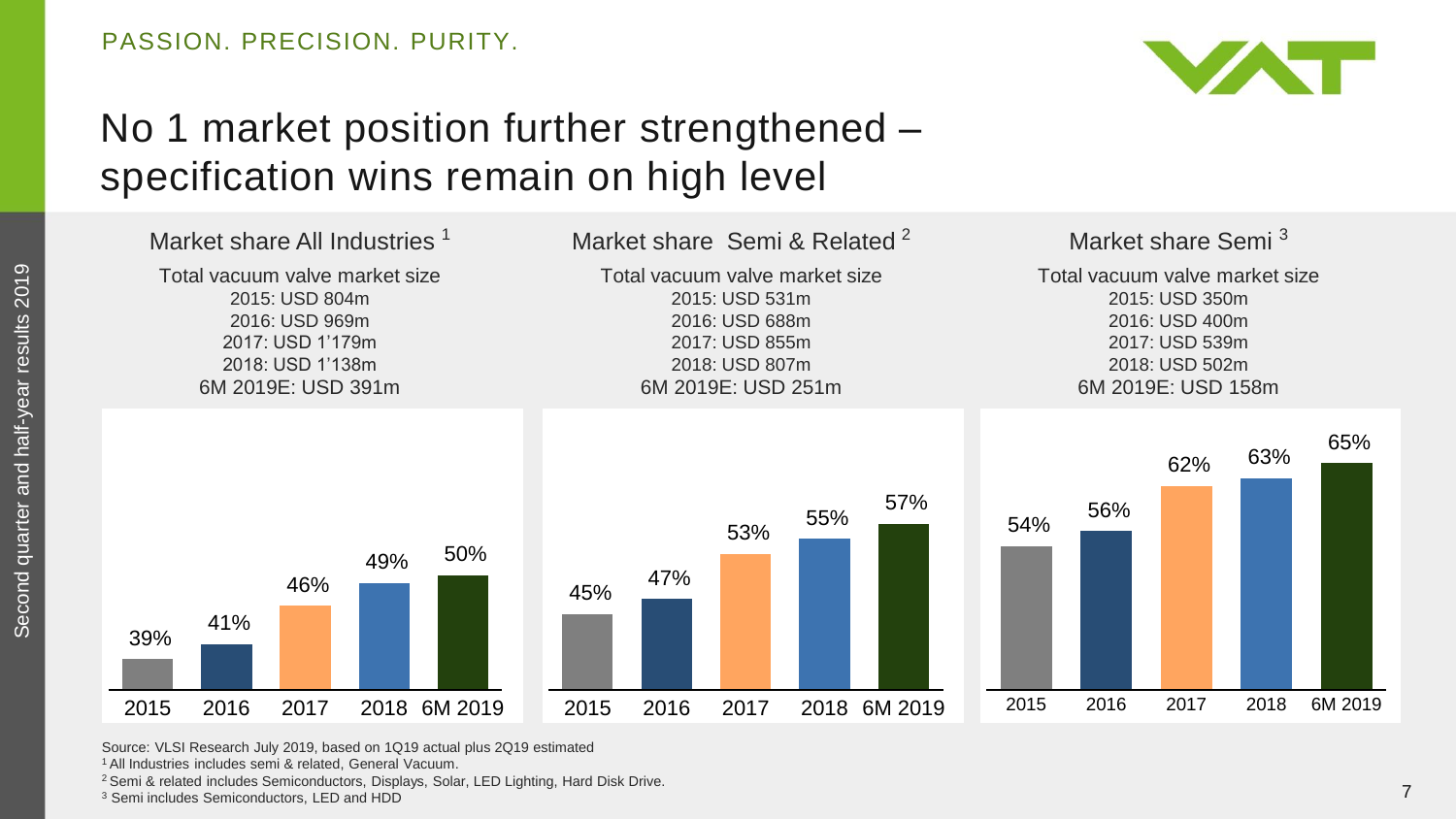# No 1 market position further strengthened – specification wins remain on high level

## Market share All Industries [1]

Total vacuum valve market size
2015: USD 804m
2016: USD 969m
2017: USD 1'179m
2018: USD 1'138m
6M 2019E: USD 391m

| 2015 | 2016 | 2017 | 2018 | 6M 2019 |
|---|---|---|---|---|
| 39% | 41% | 46% | 49% | 50% |

## Market share Semi & Related [2]

Total vacuum valve market size
2015: USD 531m
2016: USD 688m
2017: USD 855m
2018: USD 807m
6M 2019E: USD 251m

| 2015 | 2016 | 2017 | 2018 | 6M 2019 |
|---|---|---|---|---|
| 45% | 47% | 53% | 55% | 57% |

## Market share Semi [3]

Total vacuum valve market size
2015: USD 350m
2016: USD 400m
2017: USD 539m
2018: USD 502m
6M 2019E: USD 158m

| 2015 | 2016 | 2017 | 2018 | 6M 2019 |
|---|---|---|---|---|
| 54% | 56% | 62% | 63% | 65% |

Source: VLSI Research July 2019, based on 1Q19 actual plus 2Q19 estimated
[1] All Industries includes semi & related, General Vacuum.
[2] Semi & related includes Semiconductors, Displays, Solar, LED Lighting, Hard Disk Drive.
[3] Semi includes Semiconductors, LED and HDD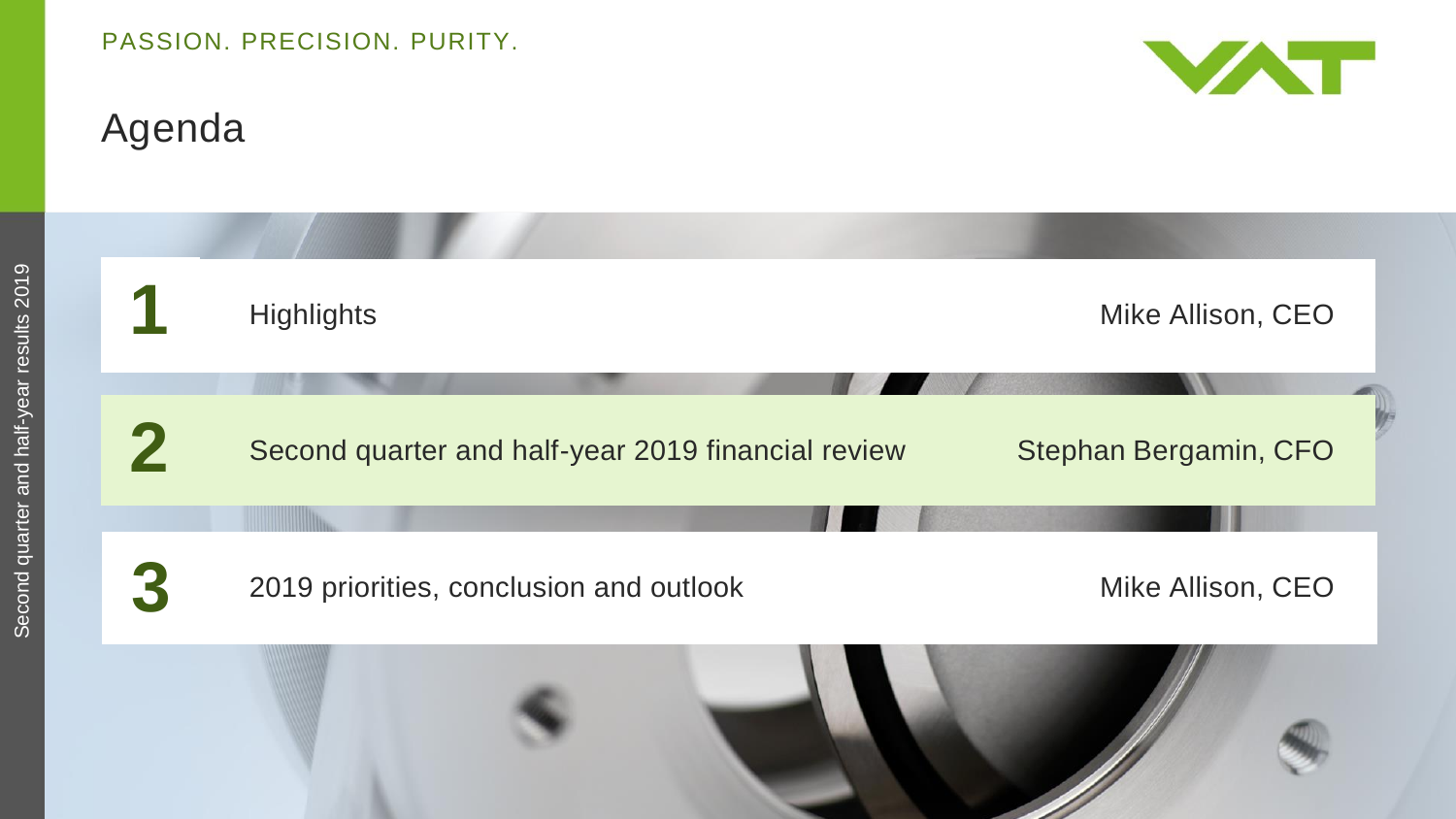# Agenda

| | | |
|---|---|---|
| **1** | Highlights | Mike Allison, CEO |
| **2** | Second quarter and half-year 2019 financial review | Stephan Bergamin, CFO |
| **3** | 2019 priorities, conclusion and outlook | Mike Allison, CEO |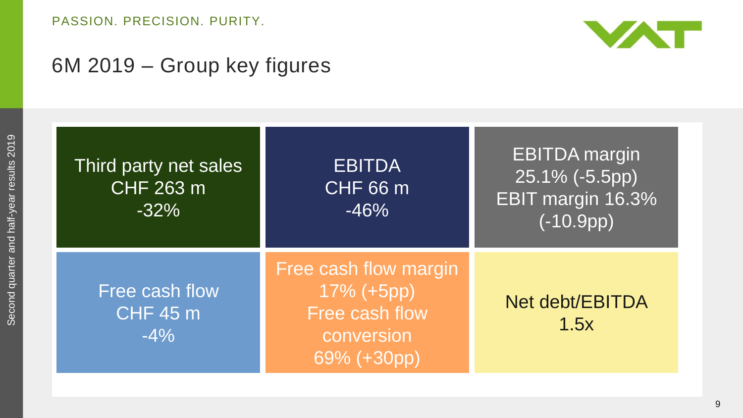PASSION. PRECISION. PURITY.

# 6M 2019 – Group key figures

| | | |
|---|---|---|
| Third party net sales<br>CHF 263 m<br>-32% | EBITDA<br>CHF 66 m<br>-46% | EBITDA margin<br>25.1% (-5.5pp)<br>EBIT margin 16.3%<br>(-10.9pp) |
| Free cash flow<br>CHF 45 m<br>-4% | Free cash flow margin<br>17% (+5pp)<br>Free cash flow conversion<br>69% (+30pp) | Net debt/EBITDA<br>1.5x |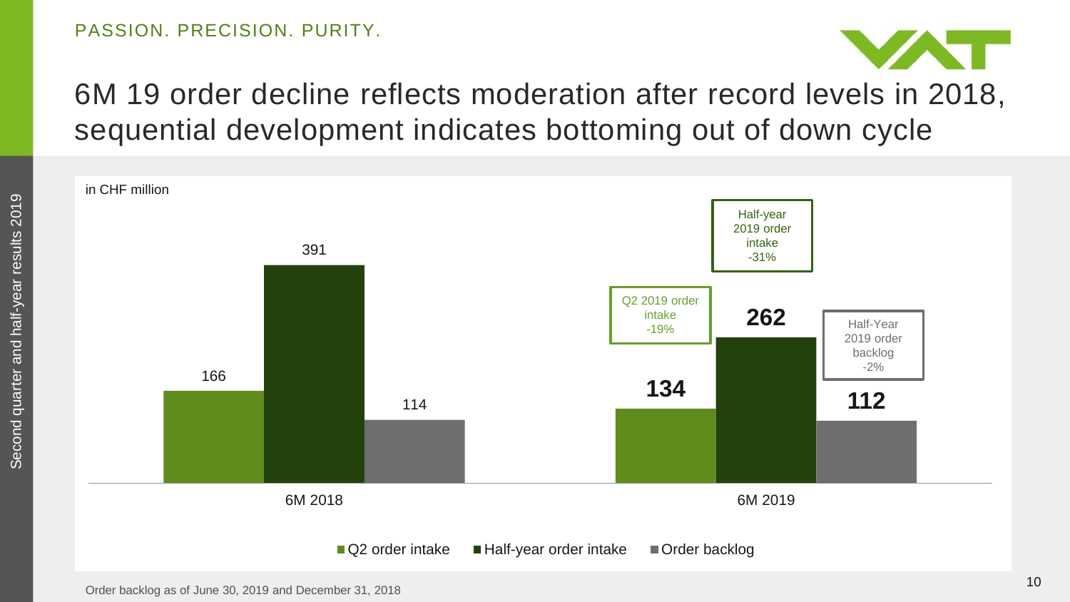# 6M 19 order decline reflects moderation after record levels in 2018, sequential development indicates bottoming out of down cycle

in CHF million

| | Q2 order intake | Half-year order intake | Order backlog |
|---|---|---|---|
| 6M 2018 | 166 | 391 | 114 |
| 6M 2019 | **134** | **262** | **112** |

Q2 2019 order intake -19%

Half-year 2019 order intake -31%

Half-Year 2019 order backlog -2%

Order backlog as of June 30, 2019 and December 31, 2018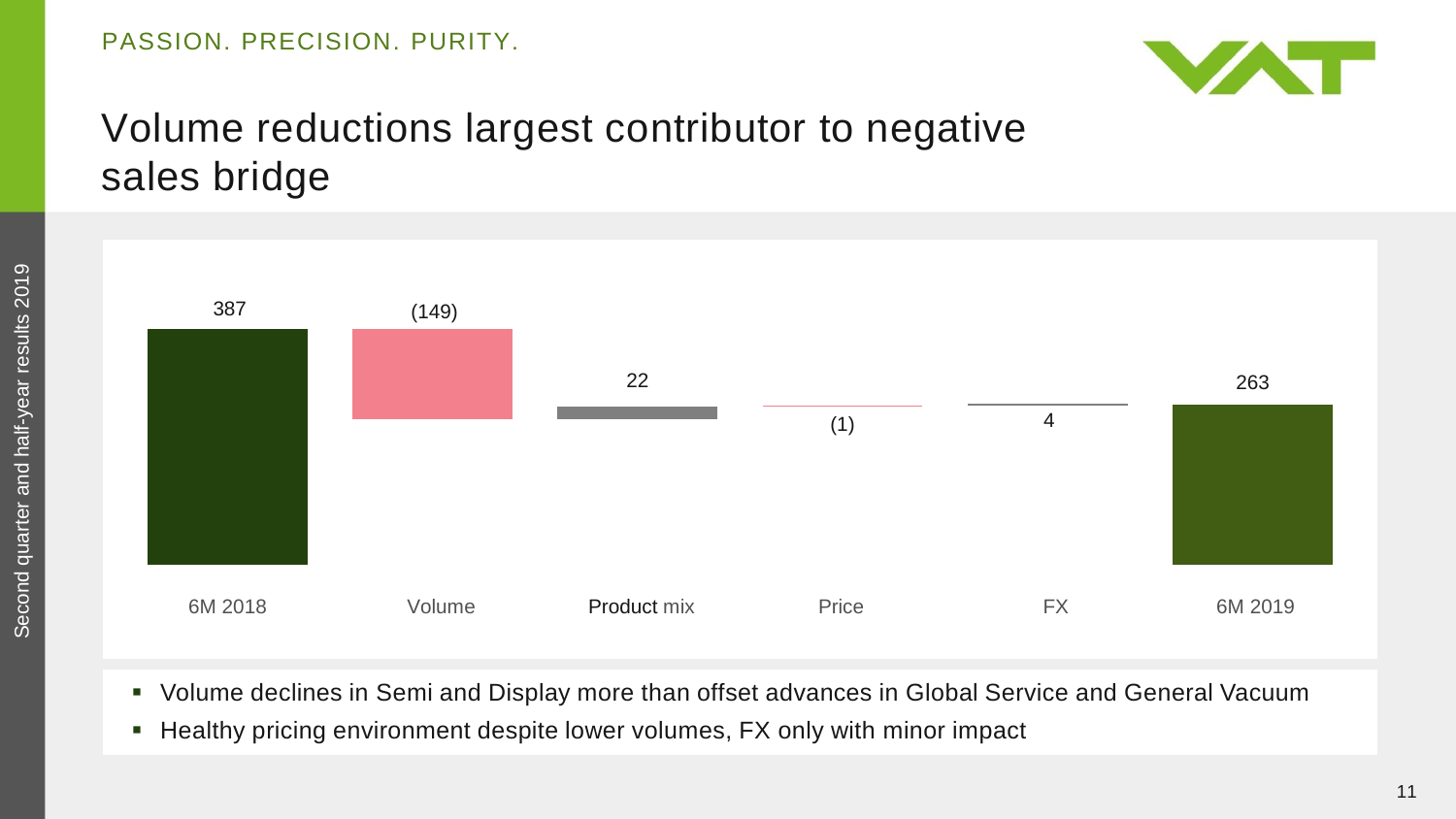# Volume reductions largest contributor to negative sales bridge

| 6M 2018 | Volume | Product mix | Price | FX | 6M 2019 |
|---|---|---|---|---|---|
| 387 | (149) | 22 | (1) | 4 | 263 |

- Volume declines in Semi and Display more than offset advances in Global Service and General Vacuum
- Healthy pricing environment despite lower volumes, FX only with minor impact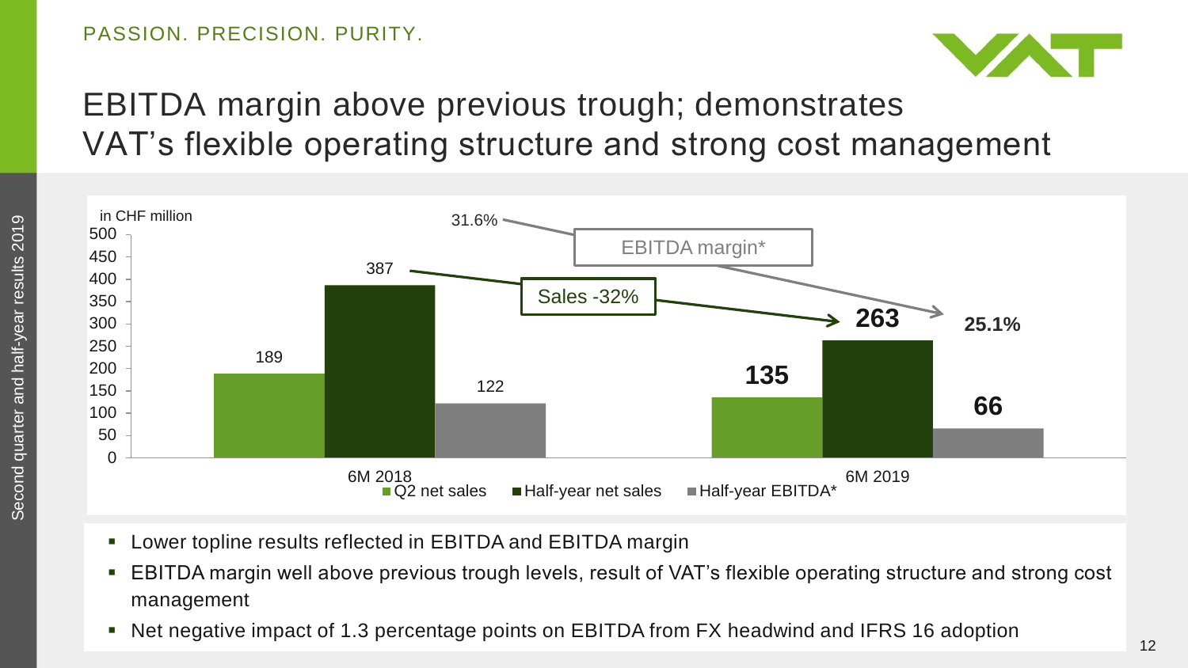PASSION. PRECISION. PURITY.

# EBITDA margin above previous trough; demonstrates VAT's flexible operating structure and strong cost management

in CHF million

| | Q2 net sales | Half-year net sales | Half-year EBITDA* | EBITDA margin* |
|---|---|---|---|---|
| 6M 2018 | 189 | 387 | 122 | 31.6% |
| 6M 2019 | 135 | 263 | 66 | 25.1% |

Sales -32%

- Lower topline results reflected in EBITDA and EBITDA margin
- EBITDA margin well above previous trough levels, result of VAT's flexible operating structure and strong cost management
- Net negative impact of 1.3 percentage points on EBITDA from FX headwind and IFRS 16 adoption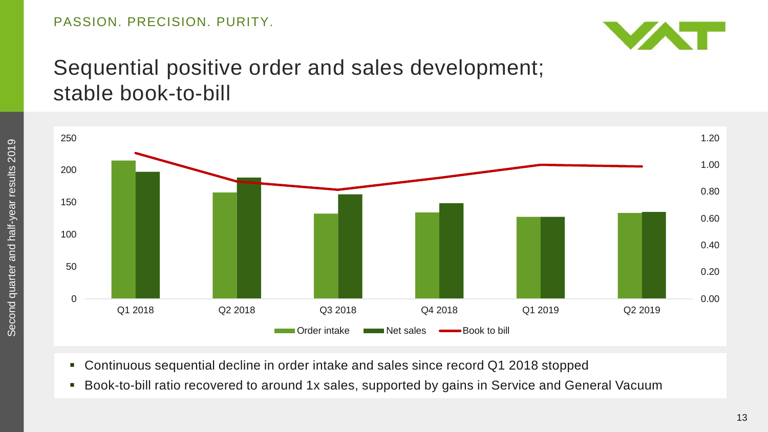# Sequential positive order and sales development; stable book-to-bill

- Continuous sequential decline in order intake and sales since record Q1 2018 stopped
- Book-to-bill ratio recovered to around 1x sales, supported by gains in Service and General Vacuum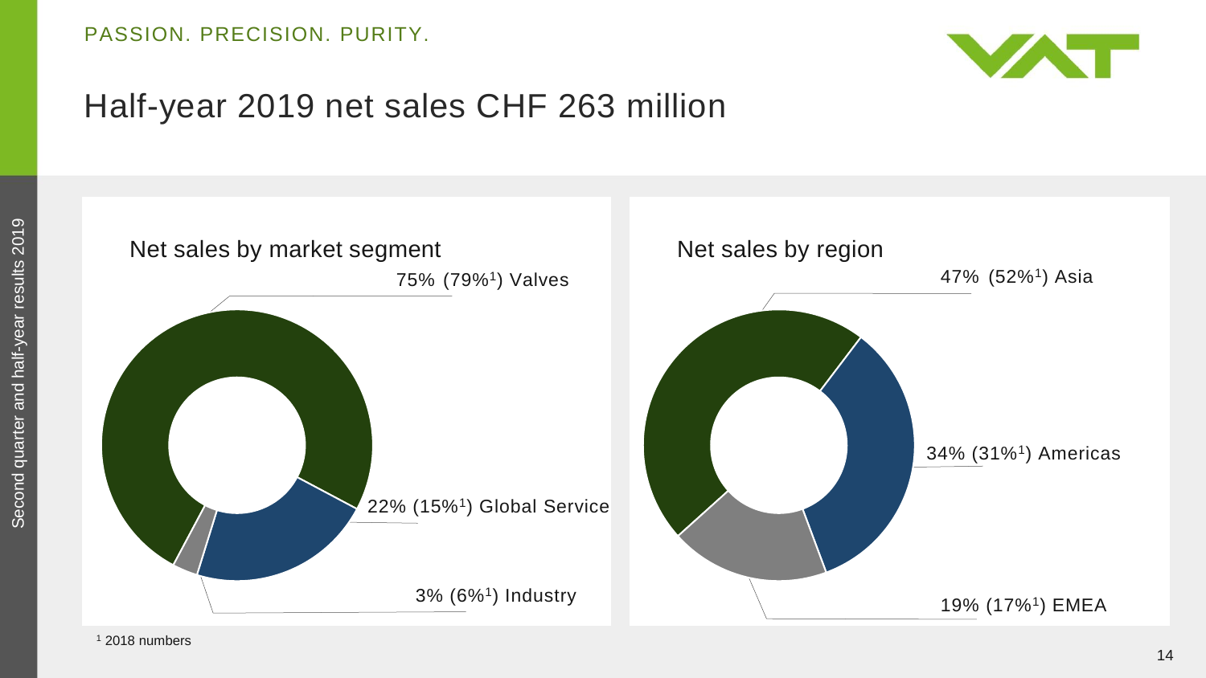# Half-year 2019 net sales CHF 263 million

## Net sales by market segment

- 75% (79%[1]) Valves
- 22% (15%[1]) Global Service
- 3% (6%[1]) Industry

## Net sales by region

- 47% (52%[1]) Asia
- 34% (31%[1]) Americas
- 19% (17%[1]) EMEA

[1] 2018 numbers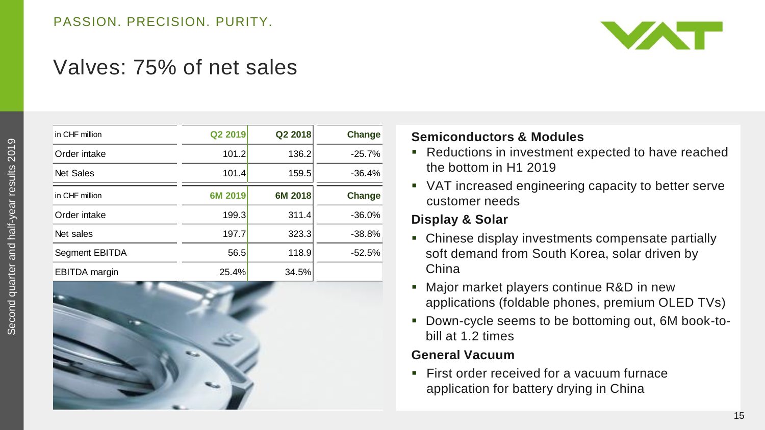PASSION. PRECISION. PURITY.

# Valves: 75% of net sales

| in CHF million | Q2 2019 | Q2 2018 | Change |
|---|---|---|---|
| Order intake | 101.2 | 136.2 | -25.7% |
| Net Sales | 101.4 | 159.5 | -36.4% |

| in CHF million | 6M 2019 | 6M 2018 | Change |
|---|---|---|---|
| Order intake | 199.3 | 311.4 | -36.0% |
| Net sales | 197.7 | 323.3 | -38.8% |
| Segment EBITDA | 56.5 | 118.9 | -52.5% |
| EBITDA margin | 25.4% | 34.5% | |

**Semiconductors & Modules**

- Reductions in investment expected to have reached the bottom in H1 2019
- VAT increased engineering capacity to better serve customer needs

**Display & Solar**

- Chinese display investments compensate partially soft demand from South Korea, solar driven by China
- Major market players continue R&D in new applications (foldable phones, premium OLED TVs)
- Down-cycle seems to be bottoming out, 6M book-to-bill at 1.2 times

**General Vacuum**

- First order received for a vacuum furnace application for battery drying in China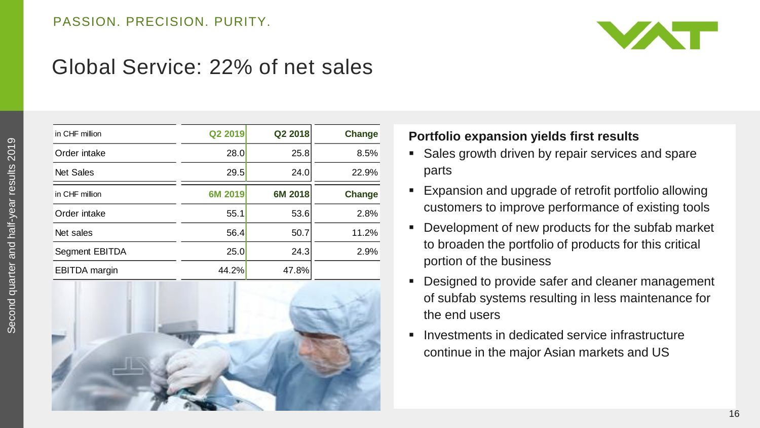# Global Service: 22% of net sales

| in CHF million | Q2 2019 | Q2 2018 | Change |
|---|---|---|---|
| Order intake | 28.0 | 25.8 | 8.5% |
| Net Sales | 29.5 | 24.0 | 22.9% |

| in CHF million | 6M 2019 | 6M 2018 | Change |
|---|---|---|---|
| Order intake | 55.1 | 53.6 | 2.8% |
| Net sales | 56.4 | 50.7 | 11.2% |
| Segment EBITDA | 25.0 | 24.3 | 2.9% |
| EBITDA margin | 44.2% | 47.8% | |

**Portfolio expansion yields first results**

- Sales growth driven by repair services and spare parts
- Expansion and upgrade of retrofit portfolio allowing customers to improve performance of existing tools
- Development of new products for the subfab market to broaden the portfolio of products for this critical portion of the business
- Designed to provide safer and cleaner management of subfab systems resulting in less maintenance for the end users
- Investments in dedicated service infrastructure continue in the major Asian markets and US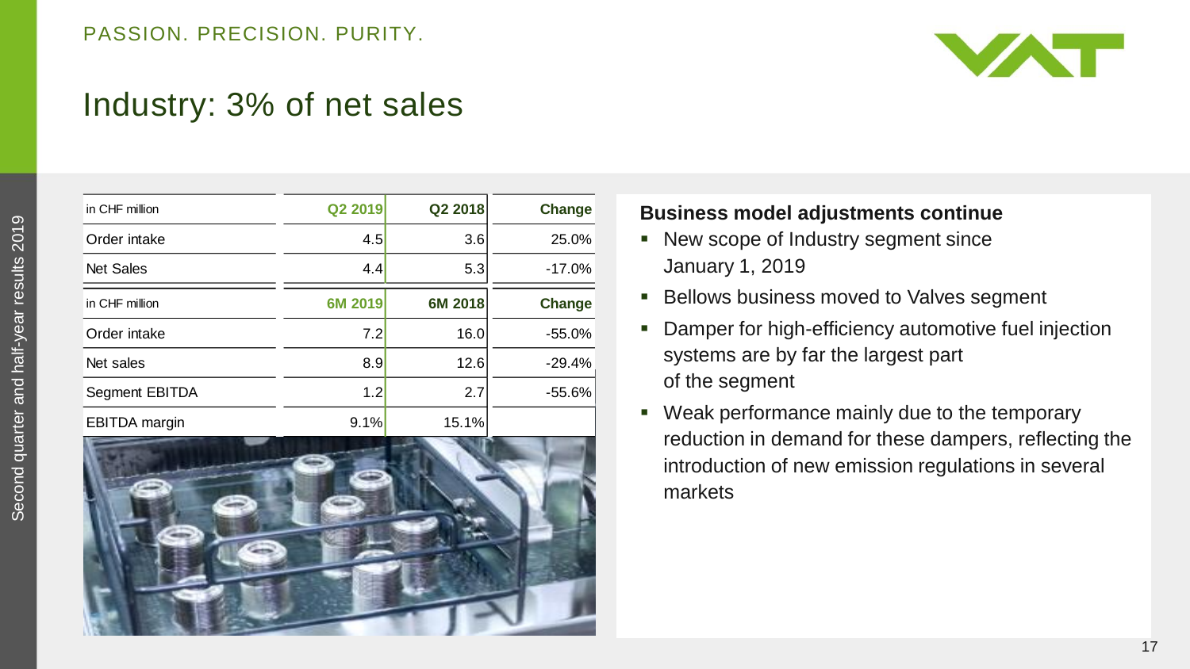# Industry: 3% of net sales

| in CHF million | Q2 2019 | Q2 2018 | Change |
|---|---|---|---|
| Order intake | 4.5 | 3.6 | 25.0% |
| Net Sales | 4.4 | 5.3 | -17.0% |

| in CHF million | 6M 2019 | 6M 2018 | Change |
|---|---|---|---|
| Order intake | 7.2 | 16.0 | -55.0% |
| Net sales | 8.9 | 12.6 | -29.4% |
| Segment EBITDA | 1.2 | 2.7 | -55.6% |
| EBITDA margin | 9.1% | 15.1% | |

**Business model adjustments continue**

- New scope of Industry segment since January 1, 2019
- Bellows business moved to Valves segment
- Damper for high-efficiency automotive fuel injection systems are by far the largest part of the segment
- Weak performance mainly due to the temporary reduction in demand for these dampers, reflecting the introduction of new emission regulations in several markets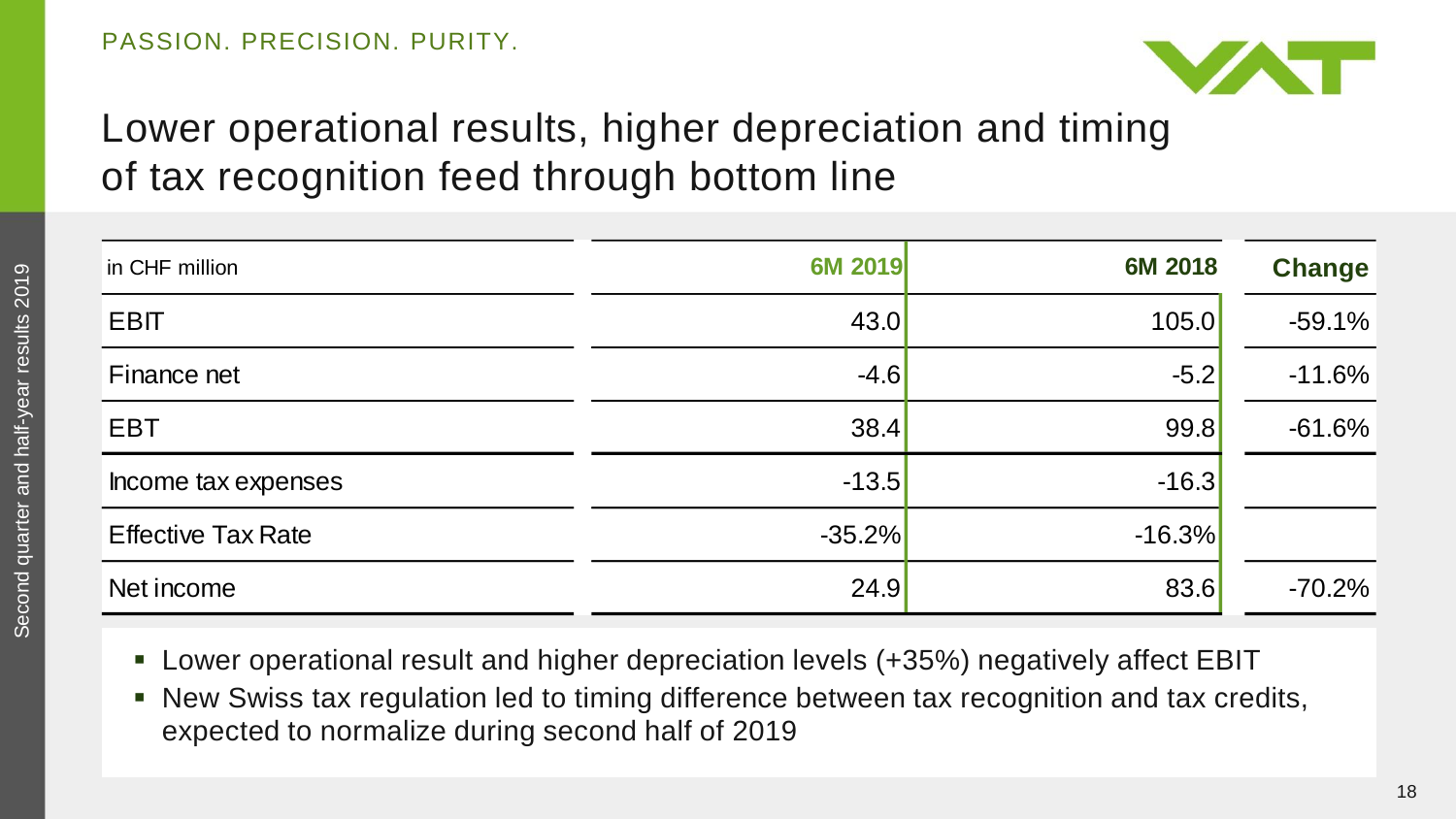# Lower operational results, higher depreciation and timing of tax recognition feed through bottom line

| in CHF million | 6M 2019 | 6M 2018 | Change |
|---|---|---|---|
| EBIT | 43.0 | 105.0 | -59.1% |
| Finance net | -4.6 | -5.2 | -11.6% |
| EBT | 38.4 | 99.8 | -61.6% |
| Income tax expenses | -13.5 | -16.3 | |
| Effective Tax Rate | -35.2% | -16.3% | |
| Net income | 24.9 | 83.6 | -70.2% |

- Lower operational result and higher depreciation levels (+35%) negatively affect EBIT
- New Swiss tax regulation led to timing difference between tax recognition and tax credits, expected to normalize during second half of 2019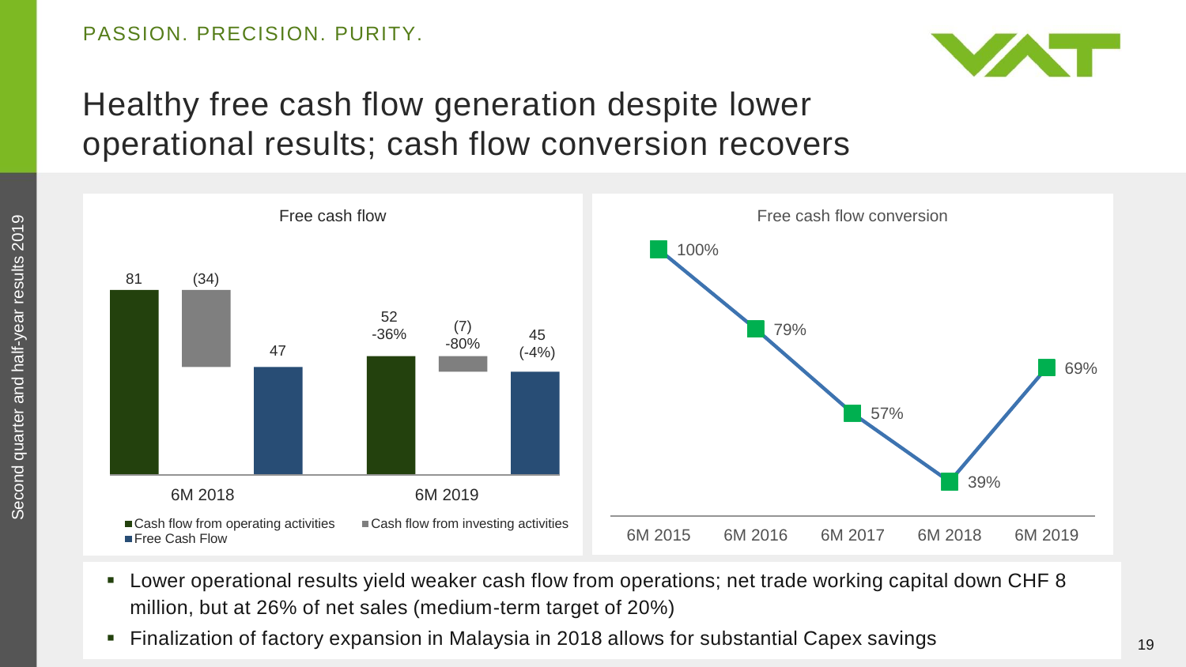# Healthy free cash flow generation despite lower operational results; cash flow conversion recovers

**Free cash flow**

| | Cash flow from operating activities | Cash flow from investing activities | Free Cash Flow |
|---|---|---|---|
| 6M 2018 | 81 | (34) | 47 |
| 6M 2019 | 52 (-36%) | (7) (-80%) | 45 (-4%) |

**Free cash flow conversion**

| 6M 2015 | 6M 2016 | 6M 2017 | 6M 2018 | 6M 2019 |
|---|---|---|---|---|
| 100% | 79% | 57% | 39% | 69% |

- Lower operational results yield weaker cash flow from operations; net trade working capital down CHF 8 million, but at 26% of net sales (medium-term target of 20%)
- Finalization of factory expansion in Malaysia in 2018 allows for substantial Capex savings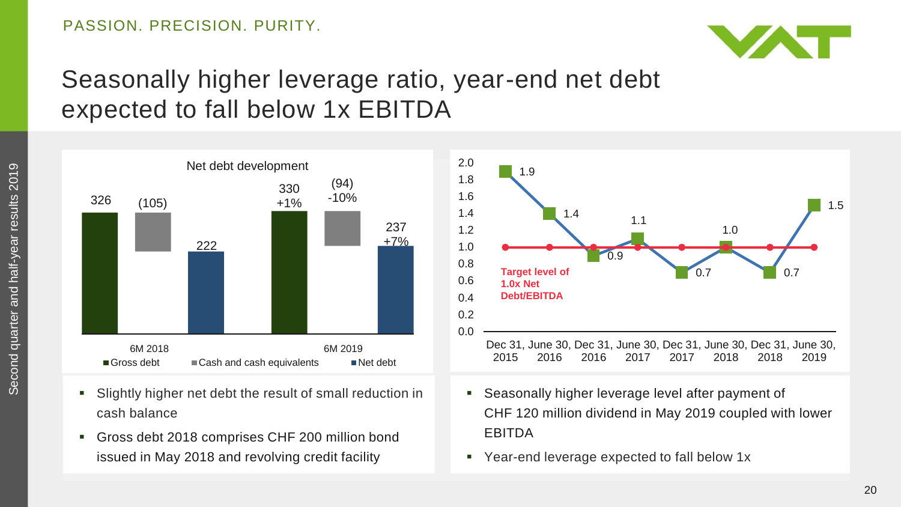# Seasonally higher leverage ratio, year-end net debt expected to fall below 1x EBITDA

**Net debt development**

| | Gross debt | Cash and cash equivalents | Net debt |
|---|---|---|---|
| 6M 2018 | 326 | (105) | 222 |
| 6M 2019 | 330 +1% | (94) -10% | 237 +7% |

- Slightly higher net debt the result of small reduction in cash balance
- Gross debt 2018 comprises CHF 200 million bond issued in May 2018 and revolving credit facility

| | Dec 31, 2015 | June 30, 2016 | Dec 31, 2016 | June 30, 2017 | Dec 31, 2017 | June 30, 2018 | Dec 31, 2018 | June 30, 2019 |
|---|---|---|---|---|---|---|---|---|
| Net Debt/EBITDA | 1.9 | 1.4 | 0.9 | 1.1 | 0.7 | 1.0 | 0.7 | 1.5 |
| Target level of 1.0x Net Debt/EBITDA | 1.0 | 1.0 | 1.0 | 1.0 | 1.0 | 1.0 | 1.0 | 1.0 |

- Seasonally higher leverage level after payment of CHF 120 million dividend in May 2019 coupled with lower EBITDA
- Year-end leverage expected to fall below 1x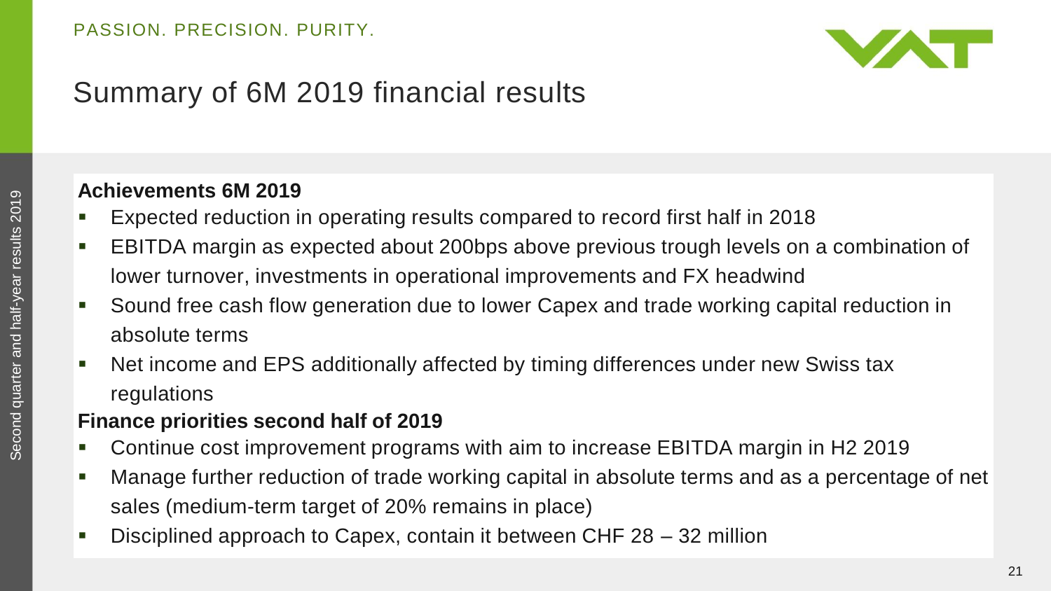# Summary of 6M 2019 financial results

**Achievements 6M 2019**

- Expected reduction in operating results compared to record first half in 2018
- EBITDA margin as expected about 200bps above previous trough levels on a combination of lower turnover, investments in operational improvements and FX headwind
- Sound free cash flow generation due to lower Capex and trade working capital reduction in absolute terms
- Net income and EPS additionally affected by timing differences under new Swiss tax regulations

**Finance priorities second half of 2019**

- Continue cost improvement programs with aim to increase EBITDA margin in H2 2019
- Manage further reduction of trade working capital in absolute terms and as a percentage of net sales (medium-term target of 20% remains in place)
- Disciplined approach to Capex, contain it between CHF 28 – 32 million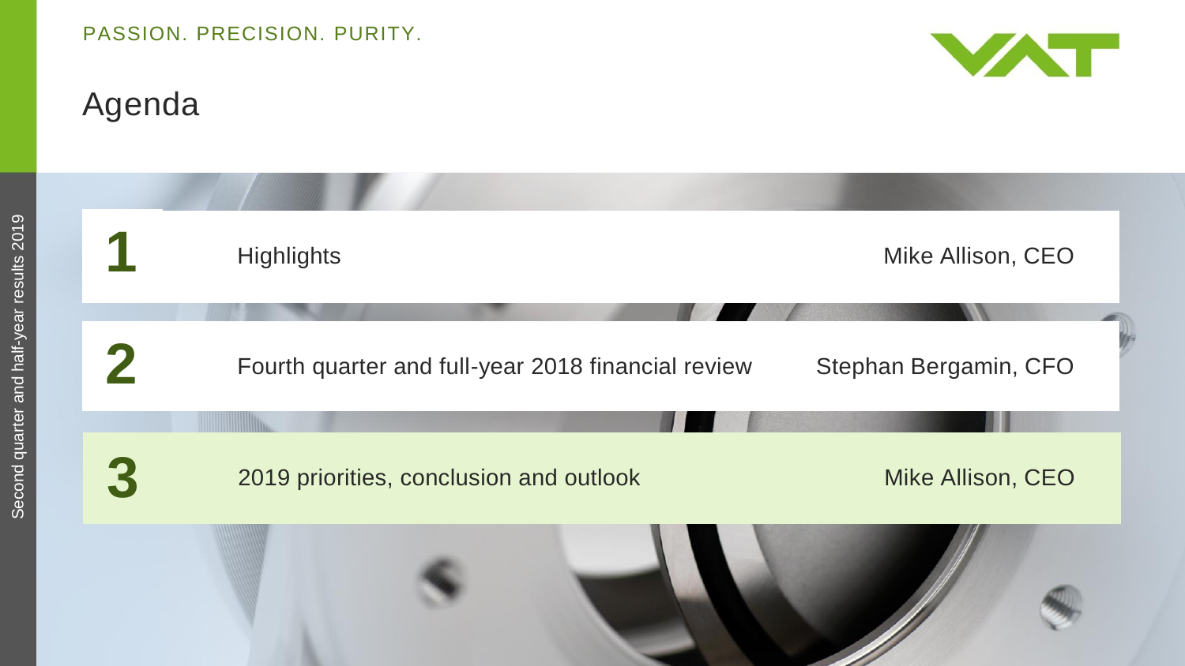# Agenda

| | | |
|---|---|---|
| **1** | Highlights | Mike Allison, CEO |
| **2** | Fourth quarter and full-year 2018 financial review | Stephan Bergamin, CFO |
| **3** | 2019 priorities, conclusion and outlook | Mike Allison, CEO |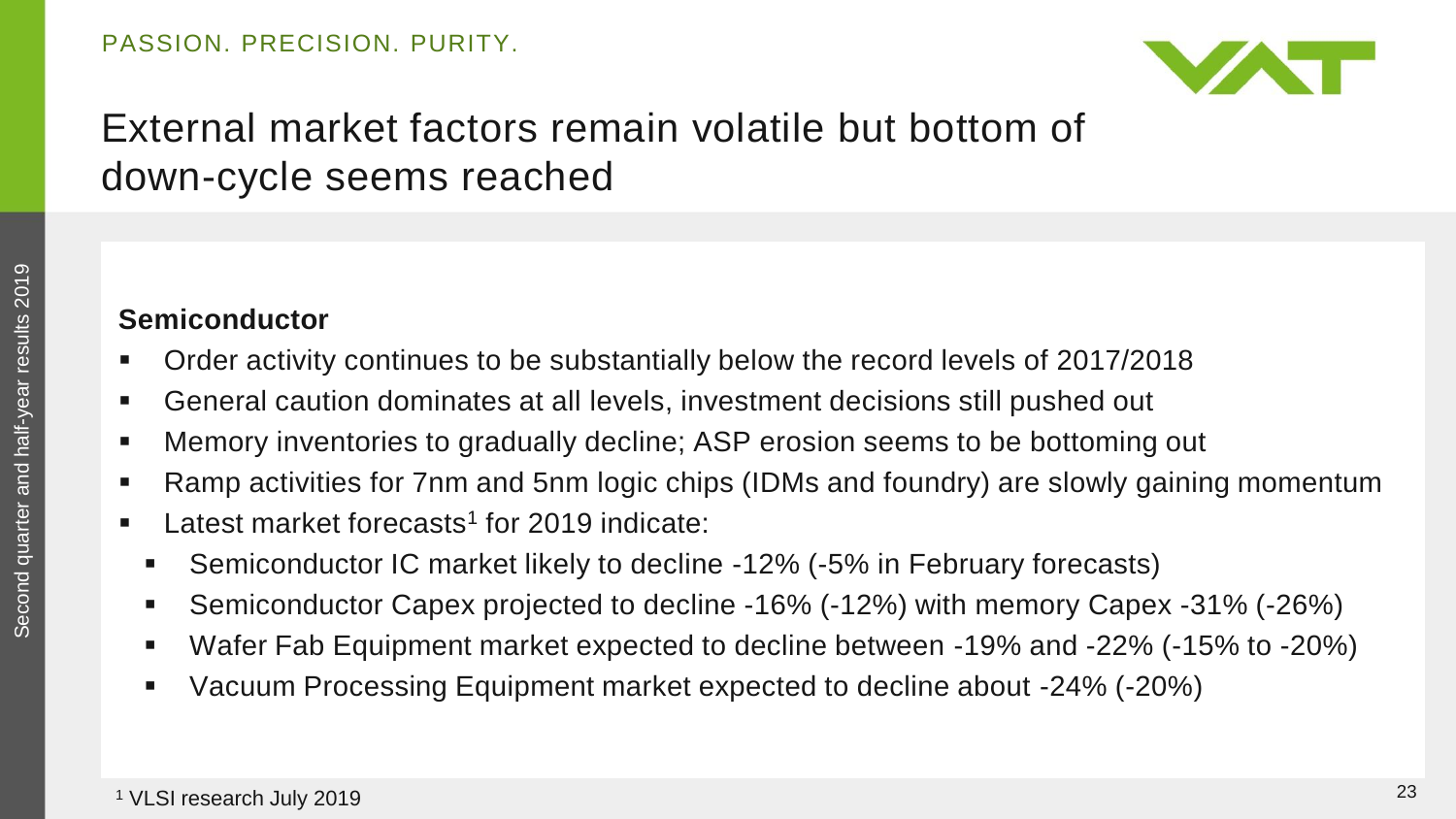# External market factors remain volatile but bottom of down-cycle seems reached

**Semiconductor**

- Order activity continues to be substantially below the record levels of 2017/2018
- General caution dominates at all levels, investment decisions still pushed out
- Memory inventories to gradually decline; ASP erosion seems to be bottoming out
- Ramp activities for 7nm and 5nm logic chips (IDMs and foundry) are slowly gaining momentum
- Latest market forecasts[1] for 2019 indicate:
  - Semiconductor IC market likely to decline -12% (-5% in February forecasts)
  - Semiconductor Capex projected to decline -16% (-12%) with memory Capex -31% (-26%)
  - Wafer Fab Equipment market expected to decline between -19% and -22% (-15% to -20%)
  - Vacuum Processing Equipment market expected to decline about -24% (-20%)

[1] VLSI research July 2019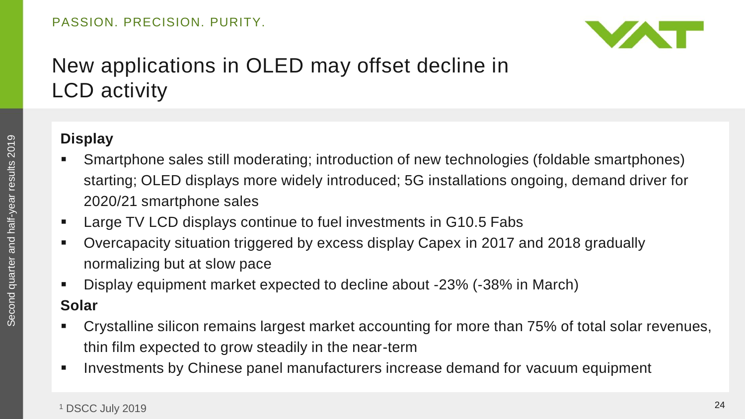# New applications in OLED may offset decline in LCD activity

**Display**

- Smartphone sales still moderating; introduction of new technologies (foldable smartphones) starting; OLED displays more widely introduced; 5G installations ongoing, demand driver for 2020/21 smartphone sales
- Large TV LCD displays continue to fuel investments in G10.5 Fabs
- Overcapacity situation triggered by excess display Capex in 2017 and 2018 gradually normalizing but at slow pace
- Display equipment market expected to decline about -23% (-38% in March)

**Solar**

- Crystalline silicon remains largest market accounting for more than 75% of total solar revenues, thin film expected to grow steadily in the near-term
- Investments by Chinese panel manufacturers increase demand for vacuum equipment

[1] DSCC July 2019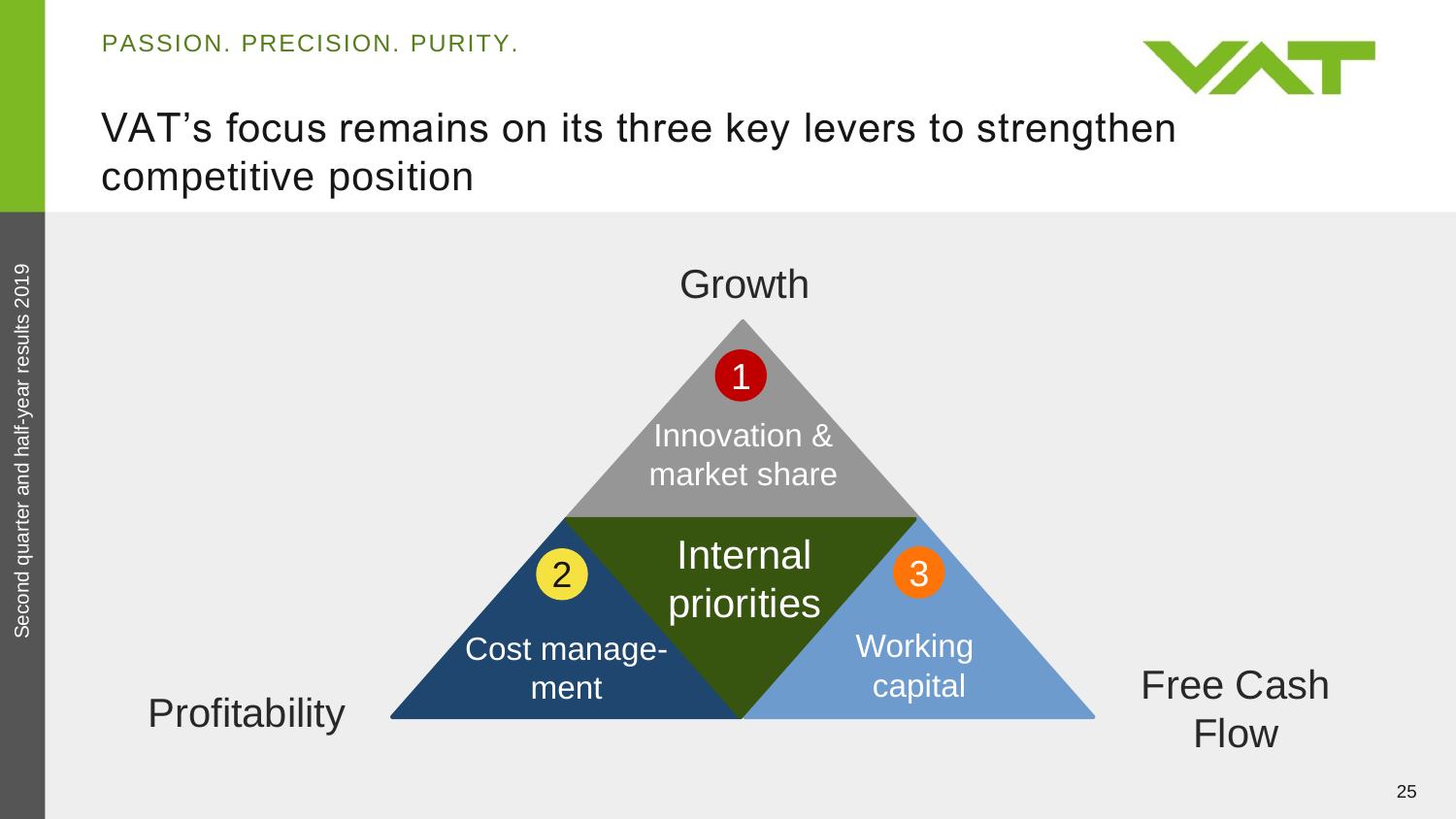# VAT's focus remains on its three key levers to strengthen competitive position

Growth

1 Innovation & market share

Internal priorities

2 Cost management

3 Working capital

Profitability

Free Cash Flow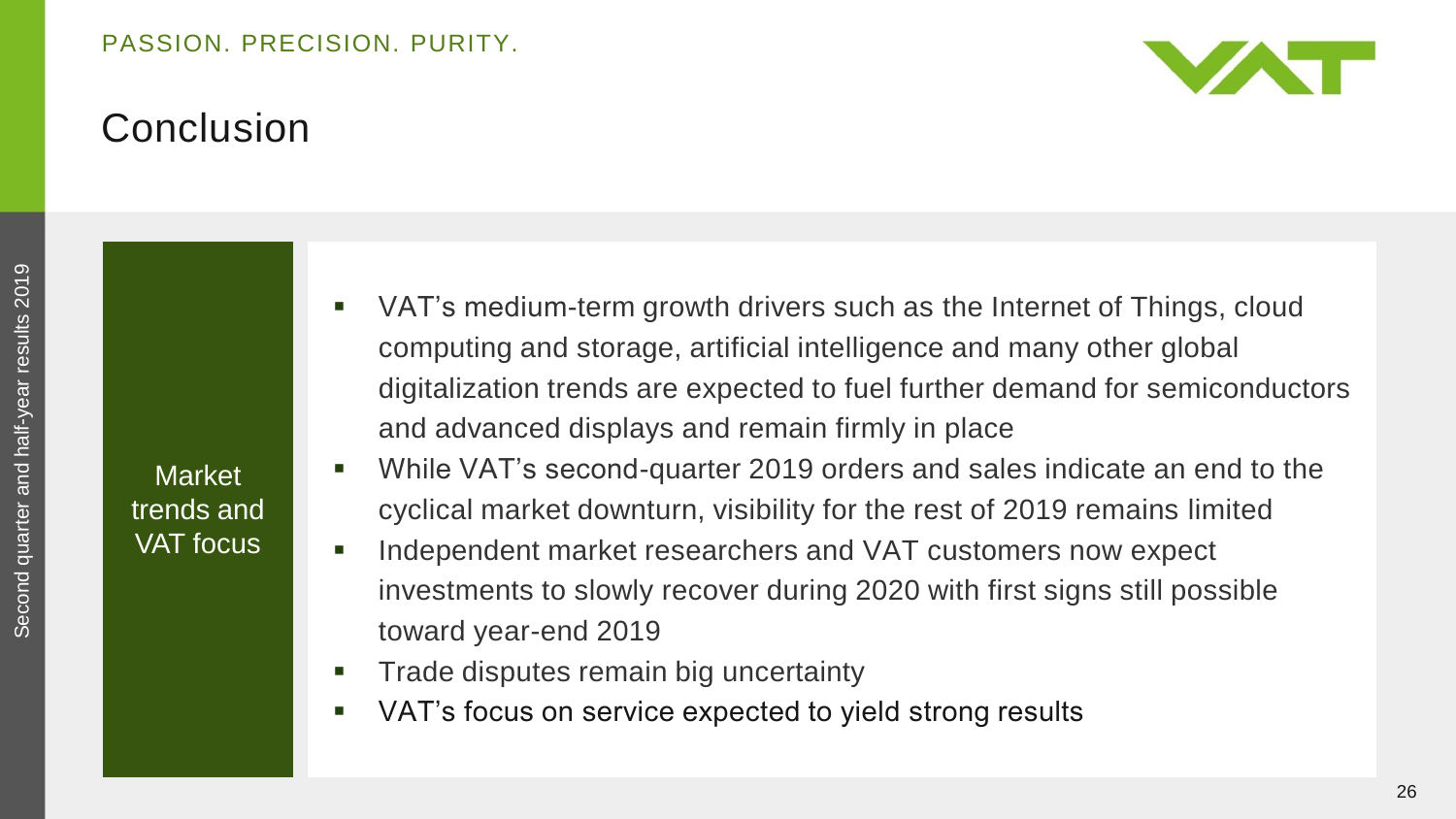# Conclusion

**Market trends and VAT focus**

- VAT's medium-term growth drivers such as the Internet of Things, cloud computing and storage, artificial intelligence and many other global digitalization trends are expected to fuel further demand for semiconductors and advanced displays and remain firmly in place
- While VAT's second-quarter 2019 orders and sales indicate an end to the cyclical market downturn, visibility for the rest of 2019 remains limited
- Independent market researchers and VAT customers now expect investments to slowly recover during 2020 with first signs still possible toward year-end 2019
- Trade disputes remain big uncertainty
- VAT's focus on service expected to yield strong results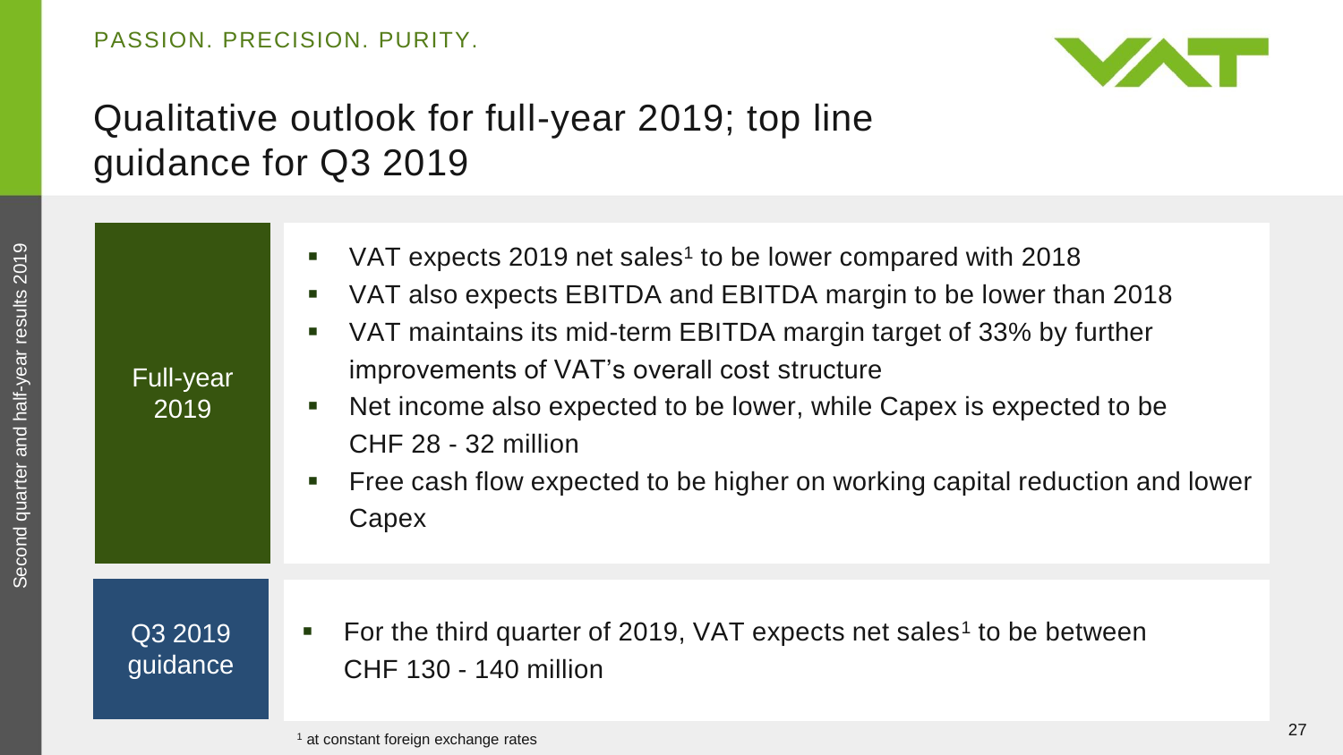# Qualitative outlook for full-year 2019; top line guidance for Q3 2019

## Full-year 2019

- VAT expects 2019 net sales[1] to be lower compared with 2018
- VAT also expects EBITDA and EBITDA margin to be lower than 2018
- VAT maintains its mid-term EBITDA margin target of 33% by further improvements of VAT's overall cost structure
- Net income also expected to be lower, while Capex is expected to be CHF 28 - 32 million
- Free cash flow expected to be higher on working capital reduction and lower Capex

## Q3 2019 guidance

- For the third quarter of 2019, VAT expects net sales[1] to be between CHF 130 - 140 million

[1] at constant foreign exchange rates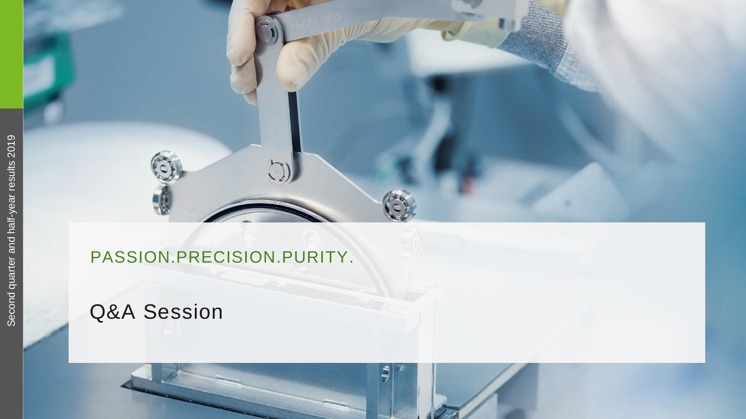PASSION.PRECISION.PURITY.

# Q&A Session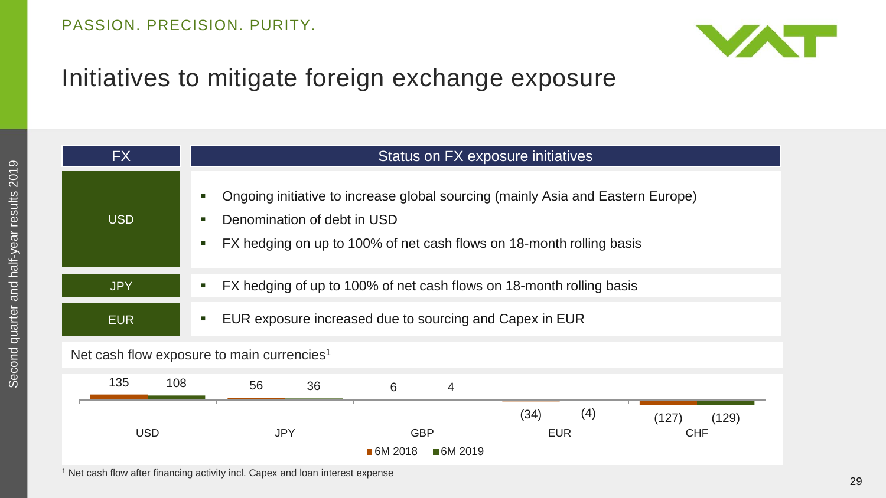# Initiatives to mitigate foreign exchange exposure

| FX | Status on FX exposure initiatives |
| --- | --- |
| USD | ▪ Ongoing initiative to increase global sourcing (mainly Asia and Eastern Europe)<br>▪ Denomination of debt in USD<br>▪ FX hedging on up to 100% of net cash flows on 18-month rolling basis |
| JPY | ▪ FX hedging of up to 100% of net cash flows on 18-month rolling basis |
| EUR | ▪ EUR exposure increased due to sourcing and Capex in EUR |

Net cash flow exposure to main currencies[1]

| | 6M 2018 | 6M 2019 |
| --- | --- | --- |
| USD | 135 | 108 |
| JPY | 56 | 36 |
| GBP | 6 | 4 |
| EUR | (34) | (4) |
| CHF | (127) | (129) |

[1] Net cash flow after financing activity incl. Capex and loan interest expense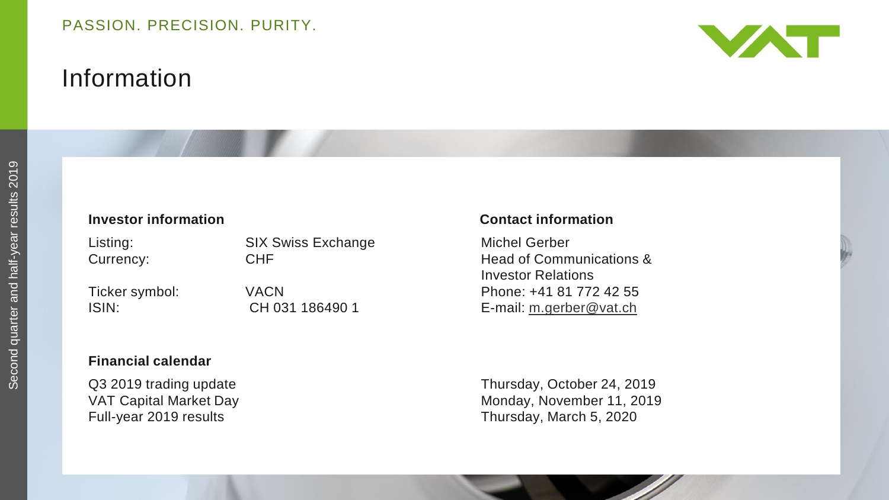# Information

### Investor information

| | |
|---|---|
| Listing: | SIX Swiss Exchange |
| Currency: | CHF |
| Ticker symbol: | VACN |
| ISIN: | CH 031 186490 1 |

### Contact information

Michel Gerber
Head of Communications & Investor Relations
Phone: +41 81 772 42 55
E-mail: m.gerber@vat.ch

### Financial calendar

| | |
|---|---|
| Q3 2019 trading update | Thursday, October 24, 2019 |
| VAT Capital Market Day | Monday, November 11, 2019 |
| Full-year 2019 results | Thursday, March 5, 2020 |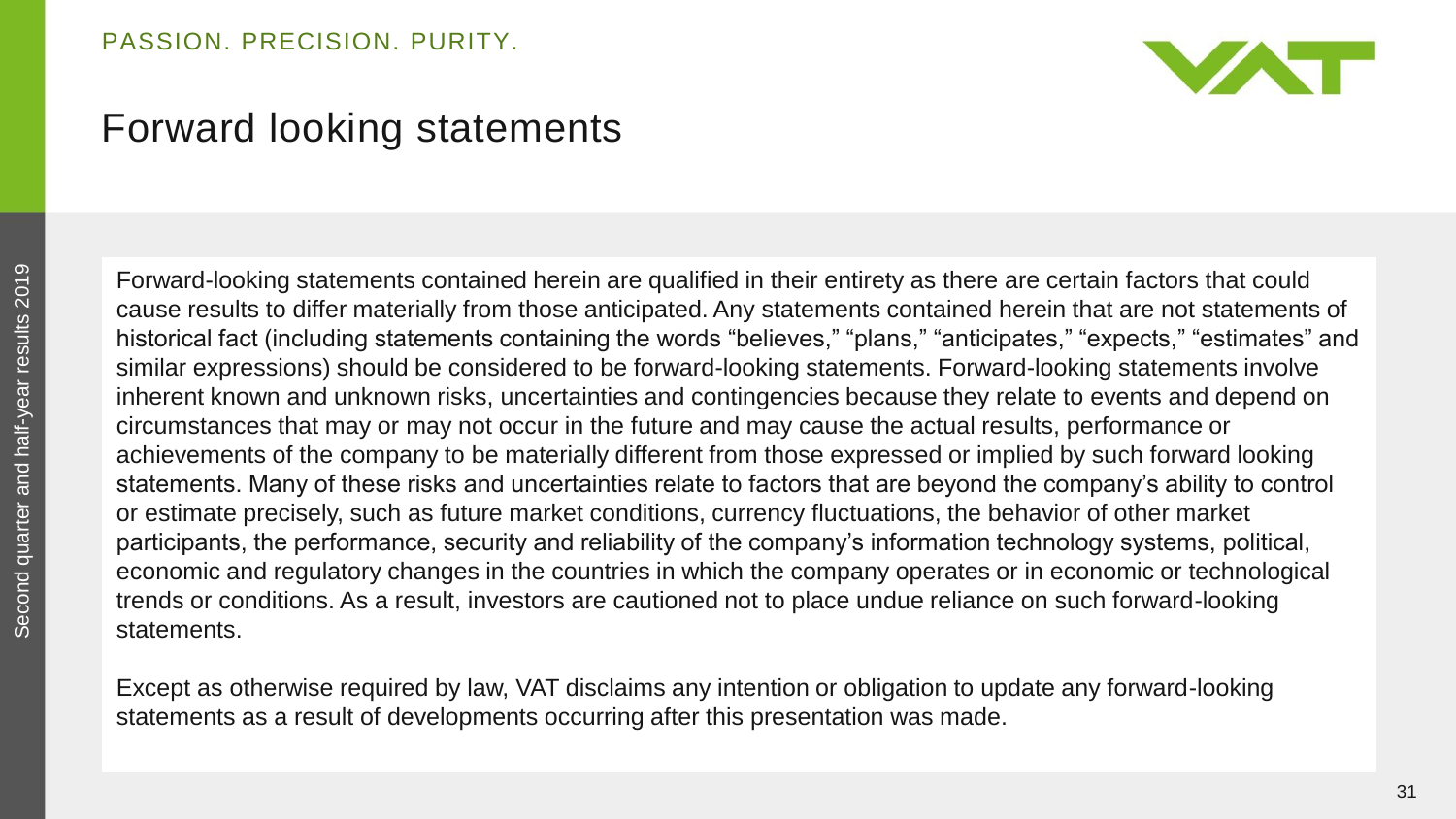# Forward looking statements

Forward-looking statements contained herein are qualified in their entirety as there are certain factors that could cause results to differ materially from those anticipated. Any statements contained herein that are not statements of historical fact (including statements containing the words “believes,” “plans,” “anticipates,” “expects,” “estimates” and similar expressions) should be considered to be forward-looking statements. Forward-looking statements involve inherent known and unknown risks, uncertainties and contingencies because they relate to events and depend on circumstances that may or may not occur in the future and may cause the actual results, performance or achievements of the company to be materially different from those expressed or implied by such forward looking statements. Many of these risks and uncertainties relate to factors that are beyond the company’s ability to control or estimate precisely, such as future market conditions, currency fluctuations, the behavior of other market participants, the performance, security and reliability of the company’s information technology systems, political, economic and regulatory changes in the countries in which the company operates or in economic or technological trends or conditions. As a result, investors are cautioned not to place undue reliance on such forward-looking statements.

Except as otherwise required by law, VAT disclaims any intention or obligation to update any forward-looking statements as a result of developments occurring after this presentation was made.